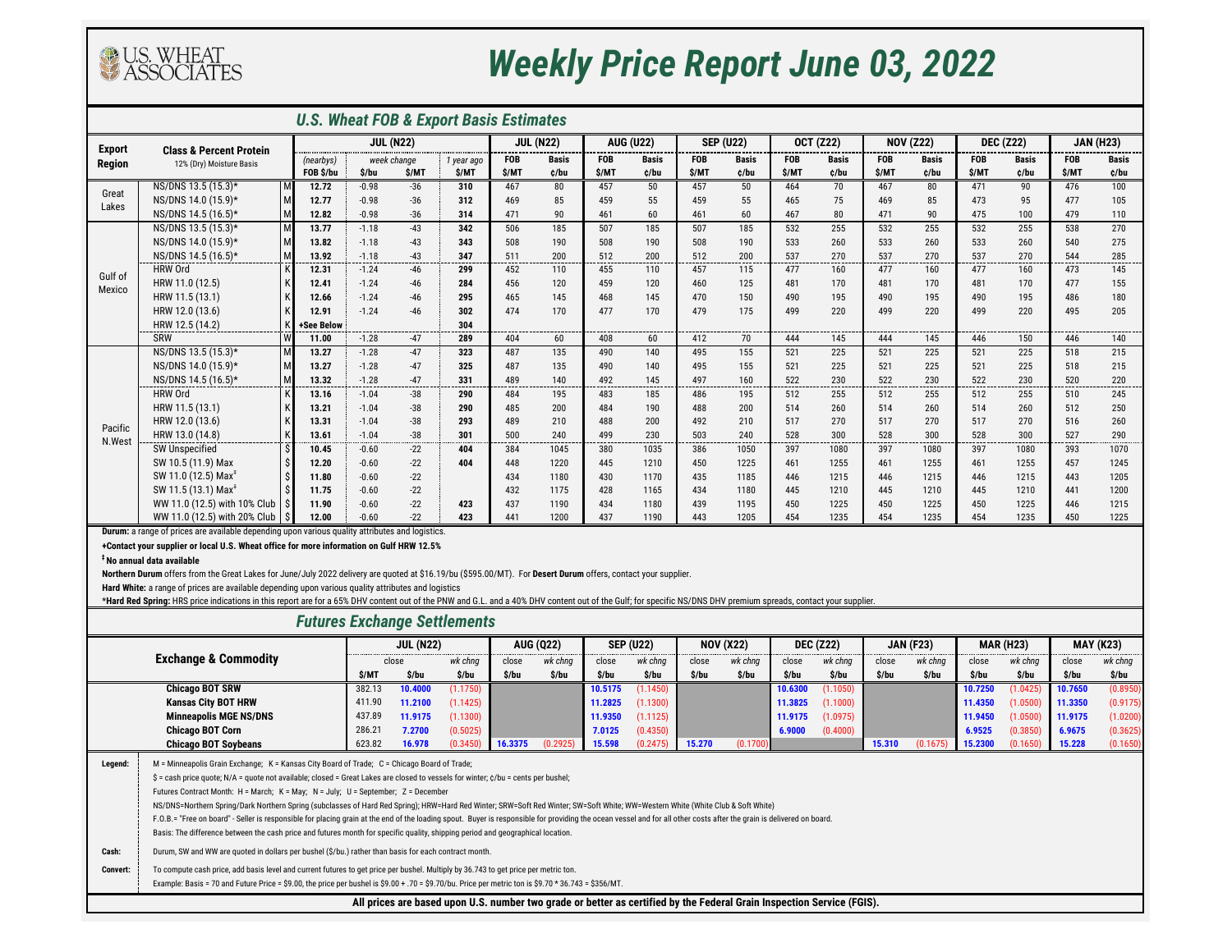U.S. WHEAT ASSOCIATES

# Weekly Price Report June 03, 2022

## U.S. Wheat FOB & Export Basis Estimates

| Export Region | Class & Percent Protein 12% (Dry) Moisture Basis | | JUL (N22) (nearbys) FOB $/bu | JUL (N22) week change $/bu | JUL (N22) week change $/MT | JUL (N22) 1 year ago $/MT | JUL (N22) FOB $/MT | JUL (N22) Basis ¢/bu | AUG (U22) FOB $/MT | AUG (U22) Basis ¢/bu | SEP (U22) FOB $/MT | SEP (U22) Basis ¢/bu | OCT (Z22) FOB $/MT | OCT (Z22) Basis ¢/bu | NOV (Z22) FOB $/MT | NOV (Z22) Basis ¢/bu | DEC (Z22) FOB $/MT | DEC (Z22) Basis ¢/bu | JAN (H23) FOB $/MT | JAN (H23) Basis ¢/bu |
|---|---|---|---|---|---|---|---|---|---|---|---|---|---|---|---|---|---|---|---|---|
| Great Lakes | NS/DNS 13.5 (15.3)* | M | **12.72** | -0.98 | -36 | **310** | 467 | 80 | 457 | 50 | 457 | 50 | 464 | 70 | 467 | 80 | 471 | 90 | 476 | 100 |
| | NS/DNS 14.0 (15.9)* | M | **12.77** | -0.98 | -36 | **312** | 469 | 85 | 459 | 55 | 459 | 55 | 465 | 75 | 469 | 85 | 473 | 95 | 477 | 105 |
| | NS/DNS 14.5 (16.5)* | M | **12.82** | -0.98 | -36 | **314** | 471 | 90 | 461 | 60 | 461 | 60 | 467 | 80 | 471 | 90 | 475 | 100 | 479 | 110 |
| Gulf of Mexico | NS/DNS 13.5 (15.3)* | M | **13.77** | -1.18 | -43 | **342** | 506 | 185 | 507 | 185 | 507 | 185 | 532 | 255 | 532 | 255 | 532 | 255 | 538 | 270 |
| | NS/DNS 14.0 (15.9)* | M | **13.82** | -1.18 | -43 | **343** | 508 | 190 | 508 | 190 | 508 | 190 | 533 | 260 | 533 | 260 | 533 | 260 | 540 | 275 |
| | NS/DNS 14.5 (16.5)* | M | **13.92** | -1.18 | -43 | **347** | 511 | 200 | 512 | 200 | 512 | 200 | 537 | 270 | 537 | 270 | 537 | 270 | 544 | 285 |
| | HRW Ord | K | **12.31** | -1.24 | -46 | **299** | 452 | 110 | 455 | 110 | 457 | 115 | 477 | 160 | 477 | 160 | 477 | 160 | 473 | 145 |
| | HRW 11.0 (12.5) | K | **12.41** | -1.24 | -46 | **284** | 456 | 120 | 459 | 120 | 460 | 125 | 481 | 170 | 481 | 170 | 481 | 170 | 477 | 155 |
| | HRW 11.5 (13.1) | K | **12.66** | -1.24 | -46 | **295** | 465 | 145 | 468 | 145 | 470 | 150 | 490 | 195 | 490 | 195 | 490 | 195 | 486 | 180 |
| | HRW 12.0 (13.6) | K | **12.91** | -1.24 | -46 | **302** | 474 | 170 | 477 | 170 | 479 | 175 | 499 | 220 | 499 | 220 | 499 | 220 | 495 | 205 |
| | HRW 12.5 (14.2) | K | **+See Below** | | | **304** | | | | | | | | | | | | | | |
| | SRW | W | **11.00** | -1.28 | -47 | **289** | 404 | 60 | 408 | 60 | 412 | 70 | 444 | 145 | 444 | 145 | 446 | 150 | 446 | 140 |
| Pacific N.West | NS/DNS 13.5 (15.3)* | M | **13.27** | -1.28 | -47 | **323** | 487 | 135 | 490 | 140 | 495 | 155 | 521 | 225 | 521 | 225 | 521 | 225 | 518 | 215 |
| | NS/DNS 14.0 (15.9)* | M | **13.27** | -1.28 | -47 | **325** | 487 | 135 | 490 | 140 | 495 | 155 | 521 | 225 | 521 | 225 | 521 | 225 | 518 | 215 |
| | NS/DNS 14.5 (16.5)* | M | **13.32** | -1.28 | -47 | **331** | 489 | 140 | 492 | 145 | 497 | 160 | 522 | 230 | 522 | 230 | 522 | 230 | 520 | 220 |
| | HRW Ord | K | **13.16** | -1.04 | -38 | **290** | 484 | 195 | 483 | 185 | 486 | 195 | 512 | 255 | 512 | 255 | 512 | 255 | 510 | 245 |
| | HRW 11.5 (13.1) | K | **13.21** | -1.04 | -38 | **290** | 485 | 200 | 484 | 190 | 488 | 200 | 514 | 260 | 514 | 260 | 514 | 260 | 512 | 250 |
| | HRW 12.0 (13.6) | K | **13.31** | -1.04 | -38 | **293** | 489 | 210 | 488 | 200 | 492 | 210 | 517 | 270 | 517 | 270 | 517 | 270 | 516 | 260 |
| | HRW 13.0 (14.8) | K | **13.61** | -1.04 | -38 | **301** | 500 | 240 | 499 | 230 | 503 | 240 | 528 | 300 | 528 | 300 | 528 | 300 | 527 | 290 |
| | SW Unspecified | $ | **10.45** | -0.60 | -22 | **404** | 384 | 1045 | 380 | 1035 | 386 | 1050 | 397 | 1080 | 397 | 1080 | 397 | 1080 | 393 | 1070 |
| | SW 10.5 (11.9) Max | $ | **12.20** | -0.60 | -22 | **404** | 448 | 1220 | 445 | 1210 | 450 | 1225 | 461 | 1255 | 461 | 1255 | 461 | 1255 | 457 | 1245 |
| | SW 11.0 (12.5) Max‡ | $ | **11.80** | -0.60 | -22 | | 434 | 1180 | 430 | 1170 | 435 | 1185 | 446 | 1215 | 446 | 1215 | 446 | 1215 | 443 | 1205 |
| | SW 11.5 (13.1) Max‡ | $ | **11.75** | -0.60 | -22 | | 432 | 1175 | 428 | 1165 | 434 | 1180 | 445 | 1210 | 445 | 1210 | 445 | 1210 | 441 | 1200 |
| | WW 11.0 (12.5) with 10% Club | $ | **11.90** | -0.60 | -22 | **423** | 437 | 1190 | 434 | 1180 | 439 | 1195 | 450 | 1225 | 450 | 1225 | 450 | 1225 | 446 | 1215 |
| | WW 11.0 (12.5) with 20% Club | $ | **12.00** | -0.60 | -22 | **423** | 441 | 1200 | 437 | 1190 | 443 | 1205 | 454 | 1235 | 454 | 1235 | 454 | 1235 | 450 | 1225 |

**Durum:** a range of prices are available depending upon various quality attributes and logistics.

**+Contact your supplier or local U.S. Wheat office for more information on Gulf HRW 12.5%**

**‡ No annual data available**

**Northern Durum** offers from the Great Lakes for June/July 2022 delivery are quoted at $16.19/bu ($595.00/MT). For **Desert Durum** offers, contact your supplier.

**Hard White:** a range of prices are available depending upon various quality attributes and logistics

***Hard Red Spring:** HRS price indications in this report are for a 65% DHV content out of the PNW and G.L. and a 40% DHV content out of the Gulf; for specific NS/DNS DHV premium spreads, contact your supplier.

## Futures Exchange Settlements

| Exchange & Commodity | JUL (N22) close $/MT | JUL (N22) close $/bu | JUL (N22) wk chng $/bu | AUG (Q22) close $/bu | AUG (Q22) wk chng $/bu | SEP (U22) close $/bu | SEP (U22) wk chng $/bu | NOV (X22) close $/bu | NOV (X22) wk chng $/bu | DEC (Z22) close $/bu | DEC (Z22) wk chng $/bu | JAN (F23) close $/bu | JAN (F23) wk chng $/bu | MAR (H23) close $/bu | MAR (H23) wk chng $/bu | MAY (K23) close $/bu | MAY (K23) wk chng $/bu |
|---|---|---|---|---|---|---|---|---|---|---|---|---|---|---|---|---|---|
| **Chicago BOT SRW** | 382.13 | **10.4000** | (1.1750) | | | **10.5175** | (1.1450) | | | **10.6300** | (1.1050) | | | **10.7250** | (1.0425) | **10.7650** | (0.8950) |
| **Kansas City BOT HRW** | 411.90 | **11.2100** | (1.1425) | | | **11.2825** | (1.1300) | | | **11.3825** | (1.1000) | | | **11.4350** | (1.0500) | **11.3350** | (0.9175) |
| **Minneapolis MGE NS/DNS** | 437.89 | **11.9175** | (1.1300) | | | **11.9350** | (1.1125) | | | **11.9175** | (1.0975) | | | **11.9450** | (1.0500) | **11.9175** | (1.0200) |
| **Chicago BOT Corn** | 286.21 | **7.2700** | (0.5025) | | | **7.0125** | (0.4350) | | | **6.9000** | (0.4000) | | | **6.9525** | (0.3850) | **6.9675** | (0.3625) |
| **Chicago BOT Soybeans** | 623.82 | **16.978** | (0.3450) | **16.3375** | (0.2925) | **15.598** | (0.2475) | **15.270** | (0.1700) | | | **15.310** | (0.1675) | **15.2300** | (0.1650) | **15.228** | (0.1650) |

**Legend:** M = Minneapolis Grain Exchange; K = Kansas City Board of Trade; C = Chicago Board of Trade;

$ = cash price quote; N/A = quote not available; closed = Great Lakes are closed to vessels for winter; ¢/bu = cents per bushel;

Futures Contract Month: H = March; K = May; N = July; U = September; Z = December

NS/DNS=Northern Spring/Dark Northern Spring (subclasses of Hard Red Spring); HRW=Hard Red Winter; SRW=Soft Red Winter; SW=Soft White; WW=Western White (White Club & Soft White)

F.O.B.= "Free on board" - Seller is responsible for placing grain at the end of the loading spout. Buyer is responsible for providing the ocean vessel and for all other costs after the grain is delivered on board.

Basis: The difference between the cash price and futures month for specific quality, shipping period and geographical location.

**Cash:** Durum, SW and WW are quoted in dollars per bushel ($/bu.) rather than basis for each contract month.

**Convert:** To compute cash price, add basis level and current futures to get price per bushel. Multiply by 36.743 to get price per metric ton.

Example: Basis = 70 and Future Price = $9.00, the price per bushel is $9.00 + .70 = $9.70/bu. Price per metric ton is $9.70 * 36.743 = $356/MT.

**All prices are based upon U.S. number two grade or better as certified by the Federal Grain Inspection Service (FGIS).**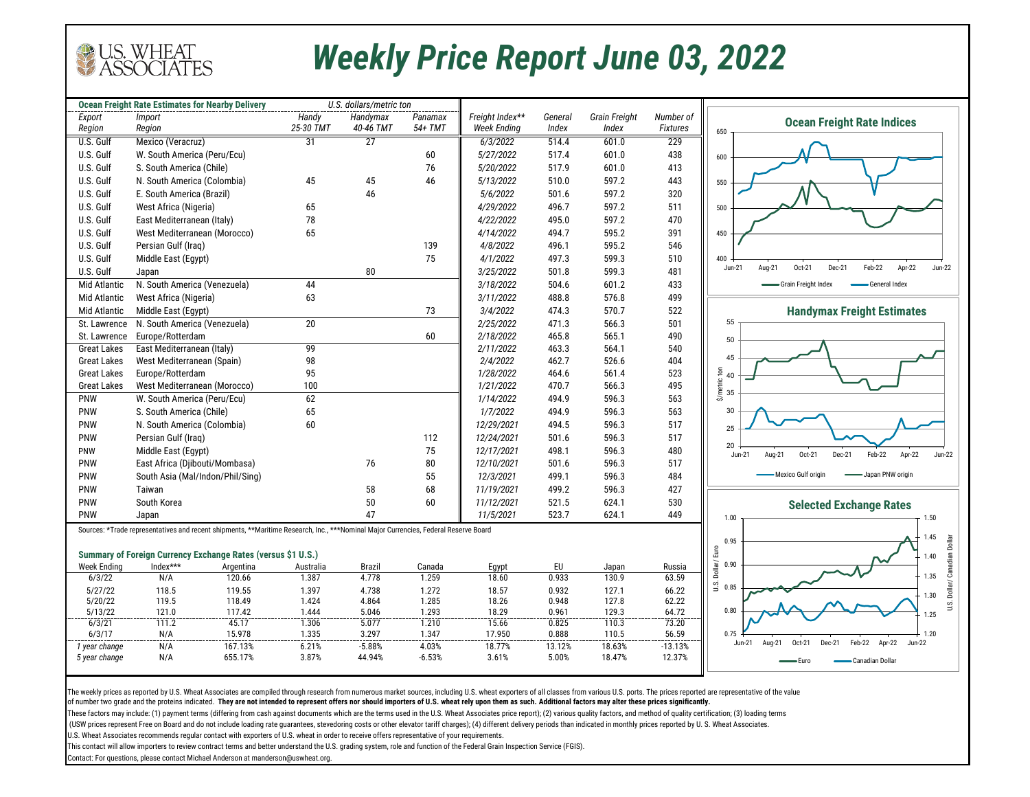# Weekly Price Report June 03, 2022

| Ocean Freight Rate Estimates for Nearby Delivery | | U.S. dollars/metric ton | | |
|---|---|---|---|---|
| Export Region | Import Region | Handy 25-30 TMT | Handymax 40-46 TMT | Panamax 54+ TMT |
| U.S. Gulf | Mexico (Veracruz) | 31 | 27 | |
| U.S. Gulf | W. South America (Peru/Ecu) | | | 60 |
| U.S. Gulf | S. South America (Chile) | | | 76 |
| U.S. Gulf | N. South America (Colombia) | 45 | 45 | 46 |
| U.S. Gulf | E. South America (Brazil) | | 46 | |
| U.S. Gulf | West Africa (Nigeria) | 65 | | |
| U.S. Gulf | East Mediterranean (Italy) | 78 | | |
| U.S. Gulf | West Mediterranean (Morocco) | 65 | | |
| U.S. Gulf | Persian Gulf (Iraq) | | | 139 |
| U.S. Gulf | Middle East (Egypt) | | | 75 |
| U.S. Gulf | Japan | | 80 | |
| Mid Atlantic | N. South America (Venezuela) | 44 | | |
| Mid Atlantic | West Africa (Nigeria) | 63 | | |
| Mid Atlantic | Middle East (Egypt) | | | 73 |
| St. Lawrence | N. South America (Venezuela) | 20 | | |
| St. Lawrence | Europe/Rotterdam | | | 60 |
| Great Lakes | East Mediterranean (Italy) | 99 | | |
| Great Lakes | West Mediterranean (Spain) | 98 | | |
| Great Lakes | Europe/Rotterdam | 95 | | |
| Great Lakes | West Mediterranean (Morocco) | 100 | | |
| PNW | W. South America (Peru/Ecu) | 62 | | |
| PNW | S. South America (Chile) | 65 | | |
| PNW | N. South America (Colombia) | 60 | | |
| PNW | Persian Gulf (Iraq) | | | 112 |
| PNW | Middle East (Egypt) | | | 75 |
| PNW | East Africa (Djibouti/Mombasa) | | 76 | 80 |
| PNW | South Asia (Mal/Indon/Phil/Sing) | | | 55 |
| PNW | Taiwan | | 58 | 68 |
| PNW | South Korea | | 50 | 60 |
| PNW | Japan | | 47 | |

| Freight Index** Week Ending | General Index | Grain Freight Index | Number of Fixtures |
|---|---|---|---|
| 6/3/2022 | 514.4 | 601.0 | 229 |
| 5/27/2022 | 517.4 | 601.0 | 438 |
| 5/20/2022 | 517.9 | 601.0 | 413 |
| 5/13/2022 | 510.0 | 597.2 | 443 |
| 5/6/2022 | 501.6 | 597.2 | 320 |
| 4/29/2022 | 496.7 | 597.2 | 511 |
| 4/22/2022 | 495.0 | 597.2 | 470 |
| 4/14/2022 | 494.7 | 595.2 | 391 |
| 4/8/2022 | 496.1 | 595.2 | 546 |
| 4/1/2022 | 497.3 | 599.3 | 510 |
| 3/25/2022 | 501.8 | 599.3 | 481 |
| 3/18/2022 | 504.6 | 601.2 | 433 |
| 3/11/2022 | 488.8 | 576.8 | 499 |
| 3/4/2022 | 474.3 | 570.7 | 522 |
| 2/25/2022 | 471.3 | 566.3 | 501 |
| 2/18/2022 | 465.8 | 565.1 | 490 |
| 2/11/2022 | 463.3 | 564.1 | 540 |
| 2/4/2022 | 462.7 | 526.6 | 404 |
| 1/28/2022 | 464.6 | 561.4 | 523 |
| 1/21/2022 | 470.7 | 566.3 | 495 |
| 1/14/2022 | 494.9 | 596.3 | 563 |
| 1/7/2022 | 494.9 | 596.3 | 563 |
| 12/29/2021 | 494.5 | 596.3 | 517 |
| 12/24/2021 | 501.6 | 596.3 | 517 |
| 12/17/2021 | 498.1 | 596.3 | 480 |
| 12/10/2021 | 501.6 | 596.3 | 517 |
| 12/3/2021 | 499.1 | 596.3 | 484 |
| 11/19/2021 | 499.2 | 596.3 | 427 |
| 11/12/2021 | 521.5 | 624.1 | 530 |
| 11/5/2021 | 523.7 | 624.1 | 449 |

Sources: *Trade representatives and recent shipments, **Maritime Research, Inc., ***Nominal Major Currencies, Federal Reserve Board

### Ocean Freight Rate Indices

Grain Freight Index — General Index

### Handymax Freight Estimates

Mexico Gulf origin — Japan PNW origin

### Selected Exchange Rates

Euro — Canadian Dollar

### Summary of Foreign Currency Exchange Rates (versus $1 U.S.)

| Week Ending | Index*** | Argentina | Australia | Brazil | Canada | Egypt | EU | Japan | Russia |
|---|---|---|---|---|---|---|---|---|---|
| 6/3/22 | N/A | 120.66 | 1.387 | 4.778 | 1.259 | 18.60 | 0.933 | 130.9 | 63.59 |
| 5/27/22 | 118.5 | 119.55 | 1.397 | 4.738 | 1.272 | 18.57 | 0.932 | 127.1 | 66.22 |
| 5/20/22 | 119.5 | 118.49 | 1.424 | 4.864 | 1.285 | 18.26 | 0.948 | 127.8 | 62.22 |
| 5/13/22 | 121.0 | 117.42 | 1.444 | 5.046 | 1.293 | 18.29 | 0.961 | 129.3 | 64.72 |
| 6/3/21 | 111.2 | 45.17 | 1.306 | 5.077 | 1.210 | 15.66 | 0.825 | 110.3 | 73.20 |
| 6/3/17 | N/A | 15.978 | 1.335 | 3.297 | 1.347 | 17.950 | 0.888 | 110.5 | 56.59 |
| *1 year change* | N/A | 167.13% | 6.21% | -5.88% | 4.03% | 18.77% | 13.12% | 18.63% | -13.13% |
| *5 year change* | N/A | 655.17% | 3.87% | 44.94% | -6.53% | 3.61% | 5.00% | 18.47% | 12.37% |

The weekly prices as reported by U.S. Wheat Associates are compiled through research from numerous market sources, including U.S. wheat exporters of all classes from various U.S. ports. The prices reported are representative of the value of number two grade and the proteins indicated. **They are not intended to represent offers nor should importers of U.S. wheat rely upon them as such. Additional factors may alter these prices significantly.**

These factors may include: (1) payment terms (differing from cash against documents which are the terms used in the U.S. Wheat Associates price report); (2) various quality factors, and method of quality certification; (3) loading terms (USW prices represent Free on Board and do not include loading rate guarantees, stevedoring costs or other elevator tariff charges); (4) different delivery periods than indicated in monthly prices reported by U. S. Wheat Associates.

U.S. Wheat Associates recommends regular contact with exporters of U.S. wheat in order to receive offers representative of your requirements.

This contact will allow importers to review contract terms and better understand the U.S. grading system, role and function of the Federal Grain Inspection Service (FGIS).

Contact: For questions, please contact Michael Anderson at manderson@uswheat.org.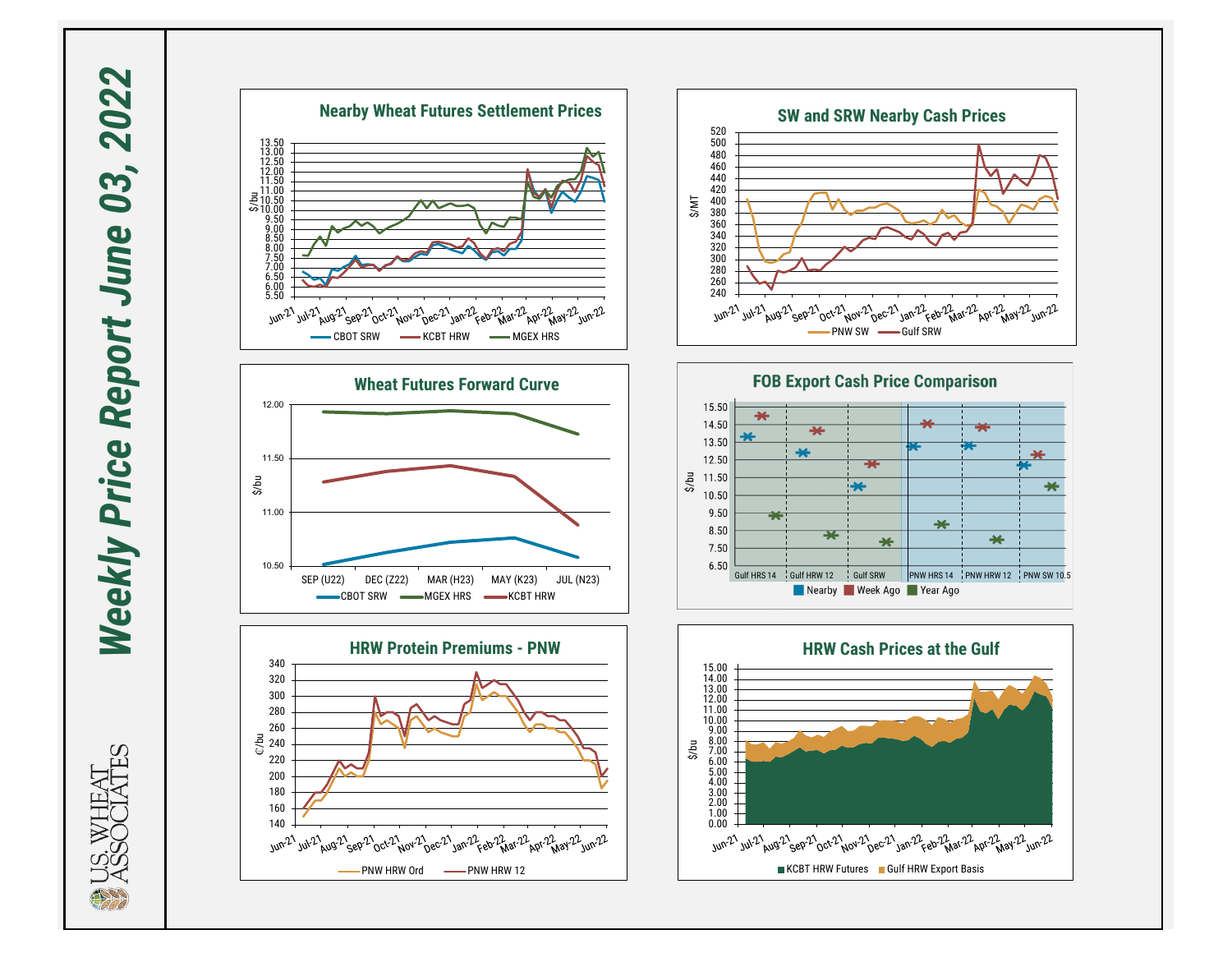# Weekly Price Report June 03, 2022

## Nearby Wheat Futures Settlement Prices

$/bu

CBOT SRW | KCBT HRW | MGEX HRS

## SW and SRW Nearby Cash Prices

$/MT

PNW SW | Gulf SRW

## Wheat Futures Forward Curve

$/bu

SEP (U22) | DEC (Z22) | MAR (H23) | MAY (K23) | JUL (N23)

CBOT SRW | MGEX HRS | KCBT HRW

## FOB Export Cash Price Comparison

$/bu

Gulf HRS 14 | Gulf HRW 12 | Gulf SRW | PNW HRS 14 | PNW HRW 12 | PNW SW 10.5

Nearby | Week Ago | Year Ago

## HRW Protein Premiums - PNW

C/bu

PNW HRW Ord | PNW HRW 12

## HRW Cash Prices at the Gulf

$/bu

KCBT HRW Futures | Gulf HRW Export Basis

U.S. WHEAT ASSOCIATES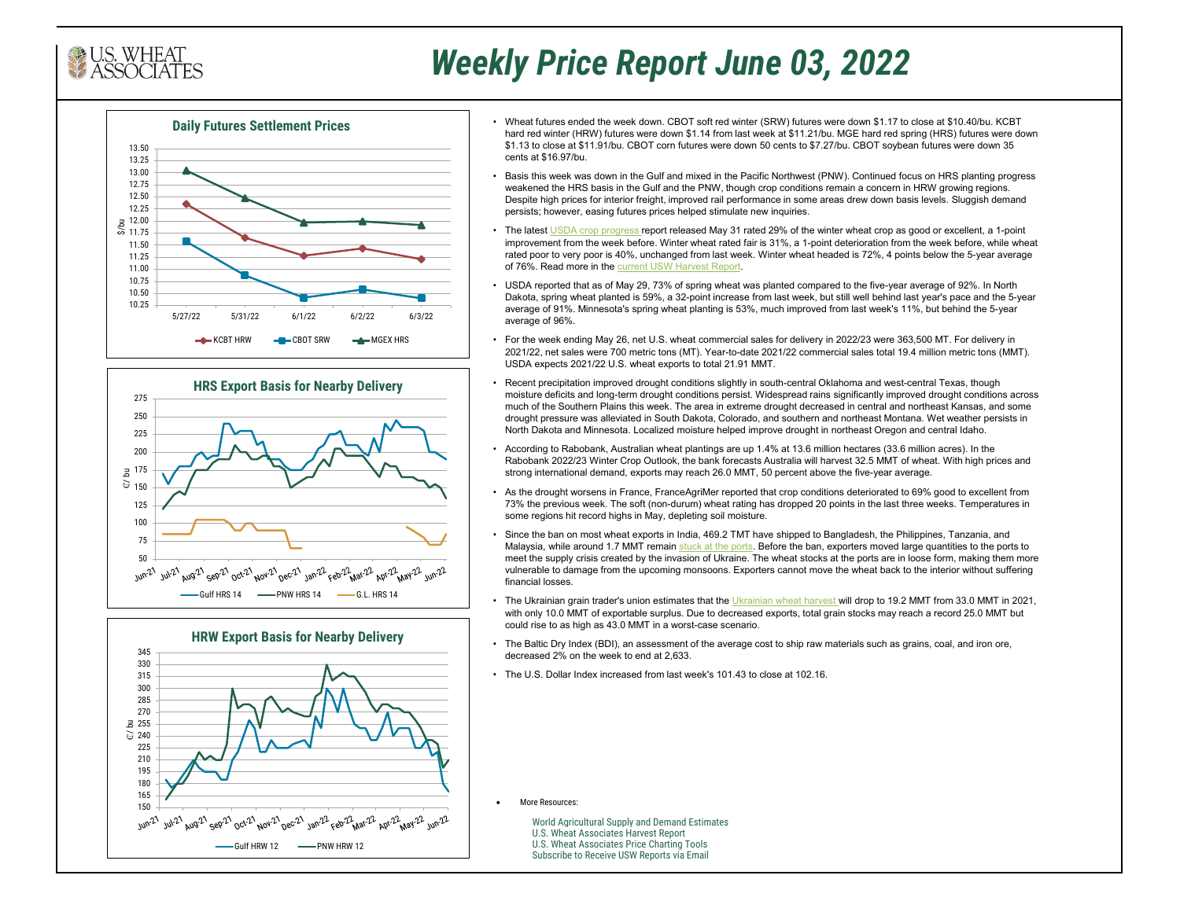U.S. WHEAT ASSOCIATES

# Weekly Price Report June 03, 2022

**Daily Futures Settlement Prices**

$/bu
13.50
13.25
13.00
12.75
12.50
12.25
12.00
11.75
11.50
11.25
11.00
10.75
10.50
10.25
5/27/22
5/31/22
6/1/22
6/2/22
6/3/22
KCBT HRW
CBOT SRW
MGEX HRS

**HRS Export Basis for Nearby Delivery**

¢/ bu
275
250
225
200
175
150
125
100
75
50
Jun-21 Jul-21 Aug-21 Sep-21 Oct-21 Nov-21 Dec-21 Jan-22 Feb-22 Mar-22 Apr-22 May-22 Jun-22
Gulf HRS 14
PNW HRS 14
G.L. HRS 14

**HRW Export Basis for Nearby Delivery**

¢/ bu
345
330
315
300
285
270
255
240
225
210
195
180
165
150
Jun-21 Jul-21 Aug-21 Sep-21 Oct-21 Nov-21 Dec-21 Jan-22 Feb-22 Mar-22 Apr-22 May-22 Jun-22
Gulf HRW 12
PNW HRW 12

- Wheat futures ended the week down. CBOT soft red winter (SRW) futures were down $1.17 to close at $10.40/bu. KCBT hard red winter (HRW) futures were down $1.14 from last week at $11.21/bu. MGE hard red spring (HRS) futures were down $1.13 to close at $11.91/bu. CBOT corn futures were down 50 cents to $7.27/bu. CBOT soybean futures were down 35 cents at $16.97/bu.
- Basis this week was down in the Gulf and mixed in the Pacific Northwest (PNW). Continued focus on HRS planting progress weakened the HRS basis in the Gulf and the PNW, though crop conditions remain a concern in HRW growing regions. Despite high prices for interior freight, improved rail performance in some areas drew down basis levels. Sluggish demand persists; however, easing futures prices helped stimulate new inquiries.
- The latest USDA crop progress report released May 31 rated 29% of the winter wheat crop as good or excellent, a 1-point improvement from the week before. Winter wheat rated fair is 31%, a 1-point deterioration from the week before, while wheat rated poor to very poor is 40%, unchanged from last week. Winter wheat headed is 72%, 4 points below the 5-year average of 76%. Read more in the current USW Harvest Report.
- USDA reported that as of May 29, 73% of spring wheat was planted compared to the five-year average of 92%. In North Dakota, spring wheat planted is 59%, a 32-point increase from last week, but still well behind last year's pace and the 5-year average of 91%. Minnesota's spring wheat planting is 53%, much improved from last week's 11%, but behind the 5-year average of 96%.
- For the week ending May 26, net U.S. wheat commercial sales for delivery in 2022/23 were 363,500 MT. For delivery in 2021/22, net sales were 700 metric tons (MT). Year-to-date 2021/22 commercial sales total 19.4 million metric tons (MMT). USDA expects 2021/22 U.S. wheat exports to total 21.91 MMT.
- Recent precipitation improved drought conditions slightly in south-central Oklahoma and west-central Texas, though moisture deficits and long-term drought conditions persist. Widespread rains significantly improved drought conditions across much of the Southern Plains this week. The area in extreme drought decreased in central and northeast Kansas, and some drought pressure was alleviated in South Dakota, Colorado, and southern and northeast Montana. Wet weather persists in North Dakota and Minnesota. Localized moisture helped improve drought in northeast Oregon and central Idaho.
- According to Rabobank, Australian wheat plantings are up 1.4% at 13.6 million hectares (33.6 million acres). In the Rabobank 2022/23 Winter Crop Outlook, the bank forecasts Australia will harvest 32.5 MMT of wheat. With high prices and strong international demand, exports may reach 26.0 MMT, 50 percent above the five-year average.
- As the drought worsens in France, FranceAgriMer reported that crop conditions deteriorated to 69% good to excellent from 73% the previous week. The soft (non-durum) wheat rating has dropped 20 points in the last three weeks. Temperatures in some regions hit record highs in May, depleting soil moisture.
- Since the ban on most wheat exports in India, 469.2 TMT have shipped to Bangladesh, the Philippines, Tanzania, and Malaysia, while around 1.7 MMT remain stuck at the ports. Before the ban, exporters moved large quantities to the ports to meet the supply crisis created by the invasion of Ukraine. The wheat stocks at the ports are in loose form, making them more vulnerable to damage from the upcoming monsoons. Exporters cannot move the wheat back to the interior without suffering financial losses.
- The Ukrainian grain trader's union estimates that the Ukrainian wheat harvest will drop to 19.2 MMT from 33.0 MMT in 2021, with only 10.0 MMT of exportable surplus. Due to decreased exports, total grain stocks may reach a record 25.0 MMT but could rise to as high as 43.0 MMT in a worst-case scenario.
- The Baltic Dry Index (BDI), an assessment of the average cost to ship raw materials such as grains, coal, and iron ore, decreased 2% on the week to end at 2,633.
- The U.S. Dollar Index increased from last week's 101.43 to close at 102.16.

- More Resources:

  World Agricultural Supply and Demand Estimates
  U.S. Wheat Associates Harvest Report
  U.S. Wheat Associates Price Charting Tools
  Subscribe to Receive USW Reports via Email